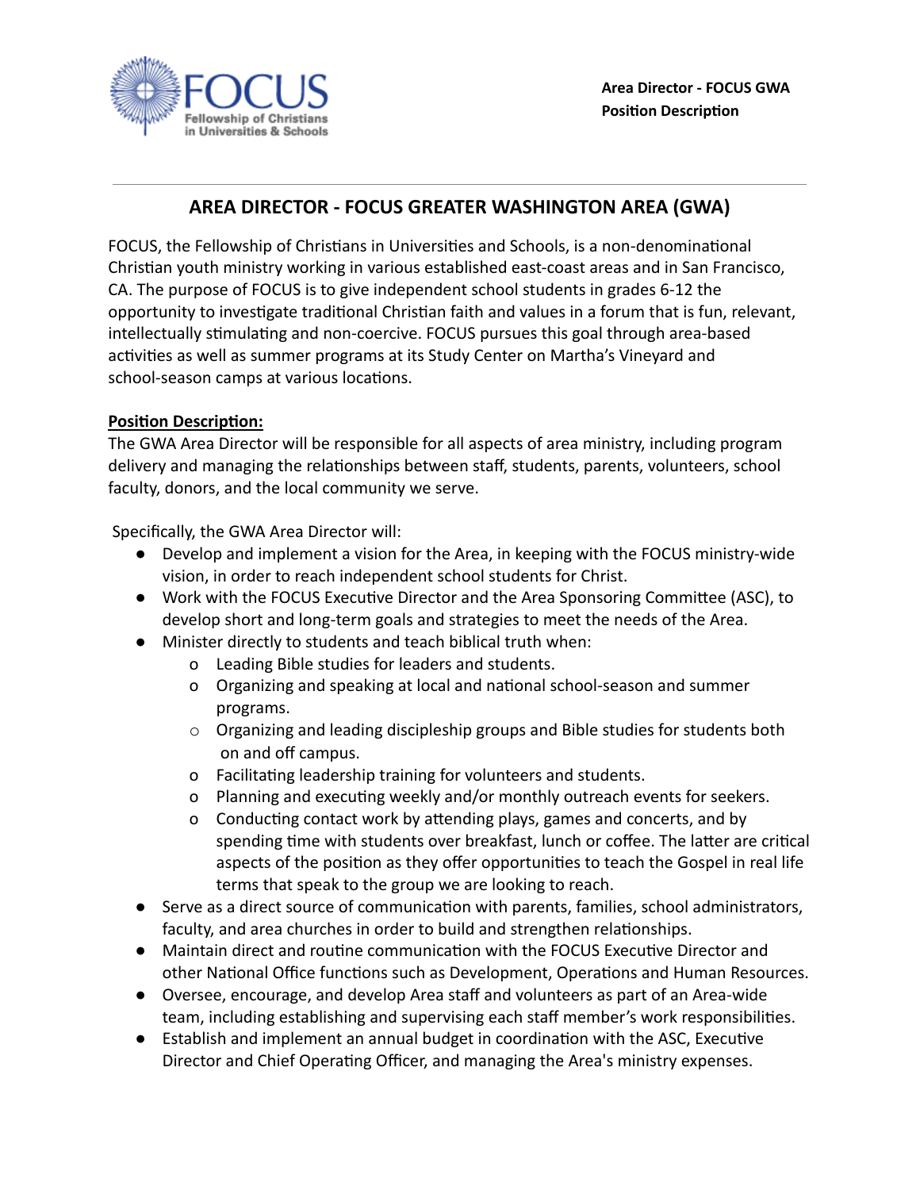**Area Director - FOCUS GWA**
**Position Description**

---

# AREA DIRECTOR - FOCUS GREATER WASHINGTON AREA (GWA)

FOCUS, the Fellowship of Christians in Universities and Schools, is a non-denominational Christian youth ministry working in various established east-coast areas and in San Francisco, CA. The purpose of FOCUS is to give independent school students in grades 6-12 the opportunity to investigate traditional Christian faith and values in a forum that is fun, relevant, intellectually stimulating and non-coercive. FOCUS pursues this goal through area-based activities as well as summer programs at its Study Center on Martha's Vineyard and school-season camps at various locations.

**Position Description:**

The GWA Area Director will be responsible for all aspects of area ministry, including program delivery and managing the relationships between staff, students, parents, volunteers, school faculty, donors, and the local community we serve.

Specifically, the GWA Area Director will:

- Develop and implement a vision for the Area, in keeping with the FOCUS ministry-wide vision, in order to reach independent school students for Christ.
- Work with the FOCUS Executive Director and the Area Sponsoring Committee (ASC), to develop short and long-term goals and strategies to meet the needs of the Area.
- Minister directly to students and teach biblical truth when:
    - Leading Bible studies for leaders and students.
    - Organizing and speaking at local and national school-season and summer programs.
    - Organizing and leading discipleship groups and Bible studies for students both on and off campus.
    - Facilitating leadership training for volunteers and students.
    - Planning and executing weekly and/or monthly outreach events for seekers.
    - Conducting contact work by attending plays, games and concerts, and by spending time with students over breakfast, lunch or coffee. The latter are critical aspects of the position as they offer opportunities to teach the Gospel in real life terms that speak to the group we are looking to reach.
- Serve as a direct source of communication with parents, families, school administrators, faculty, and area churches in order to build and strengthen relationships.
- Maintain direct and routine communication with the FOCUS Executive Director and other National Office functions such as Development, Operations and Human Resources.
- Oversee, encourage, and develop Area staff and volunteers as part of an Area-wide team, including establishing and supervising each staff member's work responsibilities.
- Establish and implement an annual budget in coordination with the ASC, Executive Director and Chief Operating Officer, and managing the Area's ministry expenses.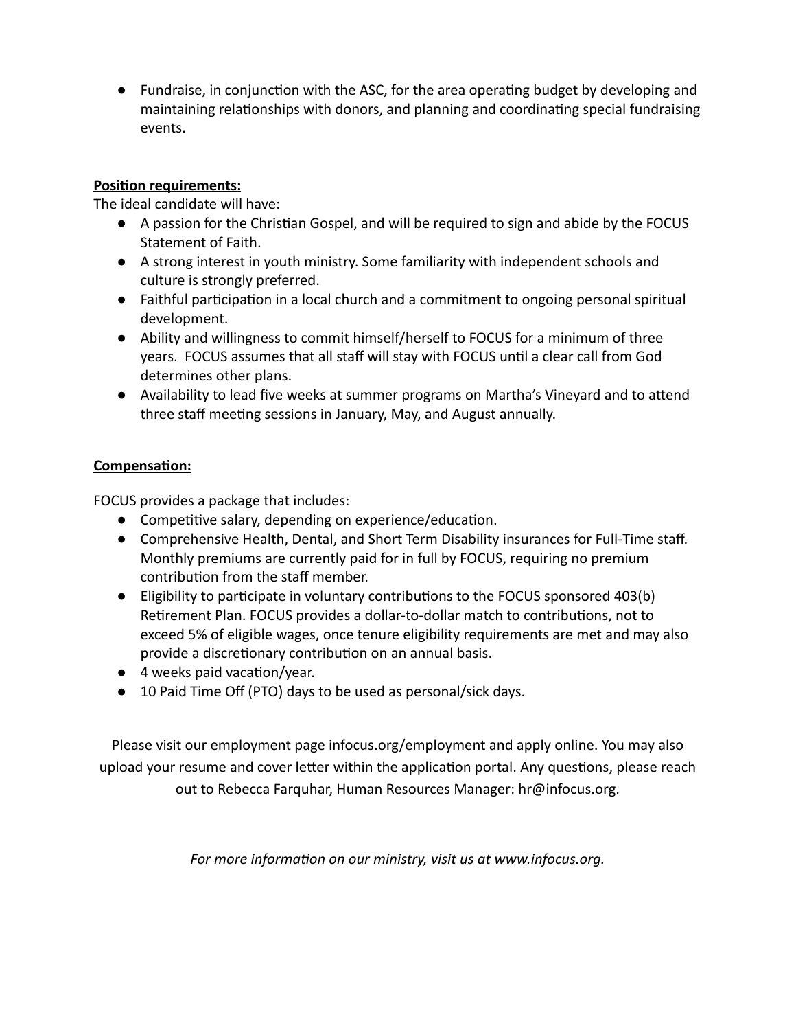- Fundraise, in conjunction with the ASC, for the area operating budget by developing and maintaining relationships with donors, and planning and coordinating special fundraising events.

**Position requirements:**

The ideal candidate will have:

- A passion for the Christian Gospel, and will be required to sign and abide by the FOCUS Statement of Faith.
- A strong interest in youth ministry. Some familiarity with independent schools and culture is strongly preferred.
- Faithful participation in a local church and a commitment to ongoing personal spiritual development.
- Ability and willingness to commit himself/herself to FOCUS for a minimum of three years. FOCUS assumes that all staff will stay with FOCUS until a clear call from God determines other plans.
- Availability to lead five weeks at summer programs on Martha's Vineyard and to attend three staff meeting sessions in January, May, and August annually.

**Compensation:**

FOCUS provides a package that includes:

- Competitive salary, depending on experience/education.
- Comprehensive Health, Dental, and Short Term Disability insurances for Full-Time staff. Monthly premiums are currently paid for in full by FOCUS, requiring no premium contribution from the staff member.
- Eligibility to participate in voluntary contributions to the FOCUS sponsored 403(b) Retirement Plan. FOCUS provides a dollar-to-dollar match to contributions, not to exceed 5% of eligible wages, once tenure eligibility requirements are met and may also provide a discretionary contribution on an annual basis.
- 4 weeks paid vacation/year.
- 10 Paid Time Off (PTO) days to be used as personal/sick days.

Please visit our employment page infocus.org/employment and apply online. You may also upload your resume and cover letter within the application portal. Any questions, please reach out to Rebecca Farquhar, Human Resources Manager: hr@infocus.org.

*For more information on our ministry, visit us at www.infocus.org.*